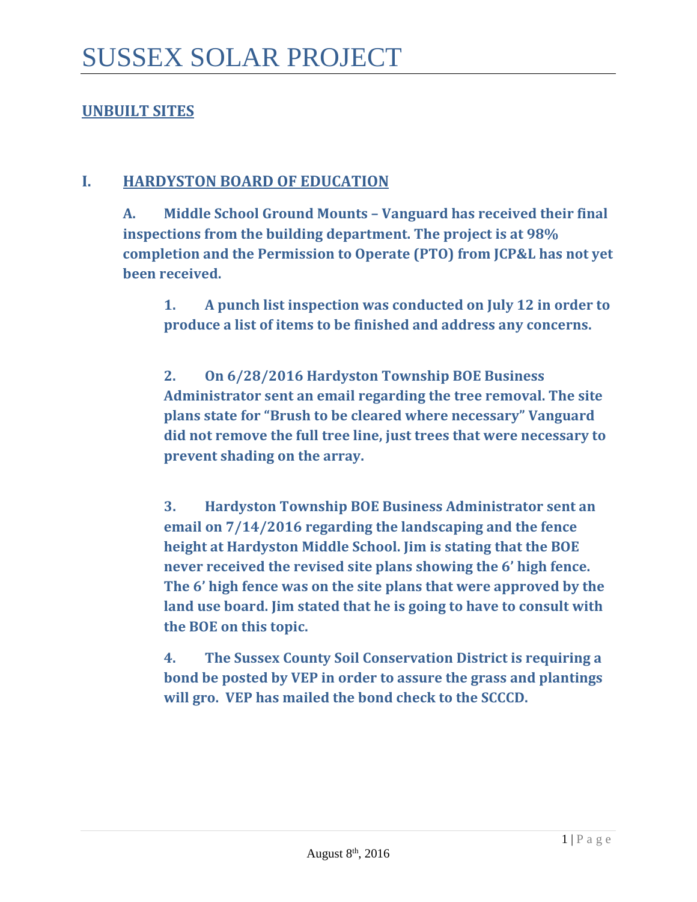# SUSSEX SOLAR PROJECT

## UNBUILT SITES

### I. HARDYSTON BOARD OF EDUCATION

**A. Middle School Ground Mounts – Vanguard has received their final inspections from the building department. The project is at 98% completion and the Permission to Operate (PTO) from JCP&L has not yet been received.**

**1. A punch list inspection was conducted on July 12 in order to produce a list of items to be finished and address any concerns.**

**2. On 6/28/2016 Hardyston Township BOE Business Administrator sent an email regarding the tree removal. The site plans state for "Brush to be cleared where necessary" Vanguard did not remove the full tree line, just trees that were necessary to prevent shading on the array.**

**3. Hardyston Township BOE Business Administrator sent an email on 7/14/2016 regarding the landscaping and the fence height at Hardyston Middle School. Jim is stating that the BOE never received the revised site plans showing the 6' high fence. The 6' high fence was on the site plans that were approved by the land use board. Jim stated that he is going to have to consult with the BOE on this topic.**

**4. The Sussex County Soil Conservation District is requiring a bond be posted by VEP in order to assure the grass and plantings will gro. VEP has mailed the bond check to the SCCCD.**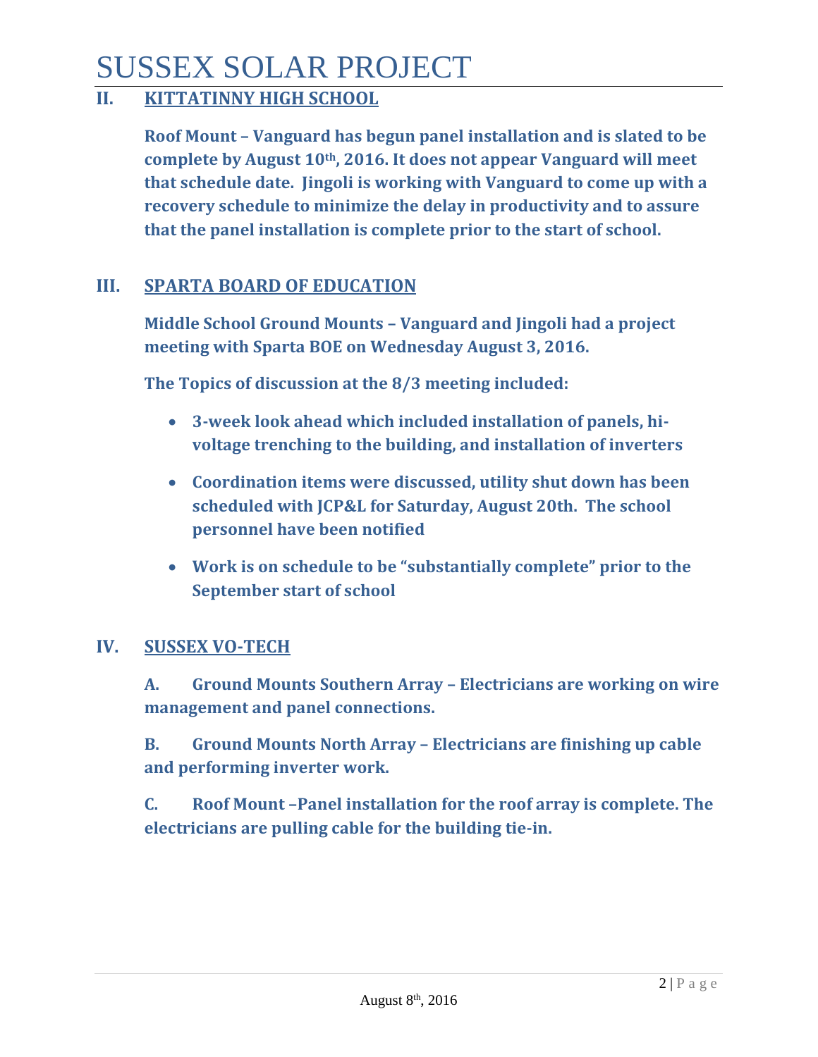# SUSSEX SOLAR PROJECT

## II. KITTATINNY HIGH SCHOOL

**Roof Mount – Vanguard has begun panel installation and is slated to be complete by August 10th, 2016. It does not appear Vanguard will meet that schedule date. Jingoli is working with Vanguard to come up with a recovery schedule to minimize the delay in productivity and to assure that the panel installation is complete prior to the start of school.**

## III. SPARTA BOARD OF EDUCATION

**Middle School Ground Mounts – Vanguard and Jingoli had a project meeting with Sparta BOE on Wednesday August 3, 2016.**

**The Topics of discussion at the 8/3 meeting included:**

- **3-week look ahead which included installation of panels, hi-voltage trenching to the building, and installation of inverters**
- **Coordination items were discussed, utility shut down has been scheduled with JCP&L for Saturday, August 20th. The school personnel have been notified**
- **Work is on schedule to be "substantially complete" prior to the September start of school**

## IV. SUSSEX VO-TECH

**A. Ground Mounts Southern Array – Electricians are working on wire management and panel connections.**

**B. Ground Mounts North Array – Electricians are finishing up cable and performing inverter work.**

**C. Roof Mount –Panel installation for the roof array is complete. The electricians are pulling cable for the building tie-in.**

August 8th, 2016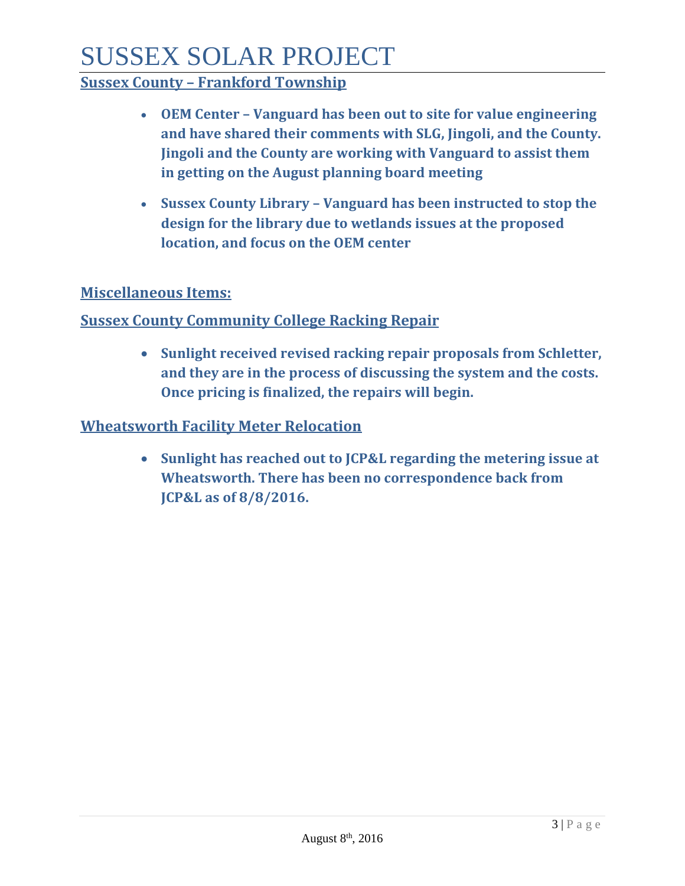# SUSSEX SOLAR PROJECT

## Sussex County – Frankford Township

- **OEM Center – Vanguard has been out to site for value engineering and have shared their comments with SLG, Jingoli, and the County. Jingoli and the County are working with Vanguard to assist them in getting on the August planning board meeting**

- **Sussex County Library – Vanguard has been instructed to stop the design for the library due to wetlands issues at the proposed location, and focus on the OEM center**

## Miscellaneous Items:

## Sussex County Community College Racking Repair

- **Sunlight received revised racking repair proposals from Schletter, and they are in the process of discussing the system and the costs. Once pricing is finalized, the repairs will begin.**

## Wheatsworth Facility Meter Relocation

- **Sunlight has reached out to JCP&L regarding the metering issue at Wheatsworth. There has been no correspondence back from JCP&L as of 8/8/2016.**